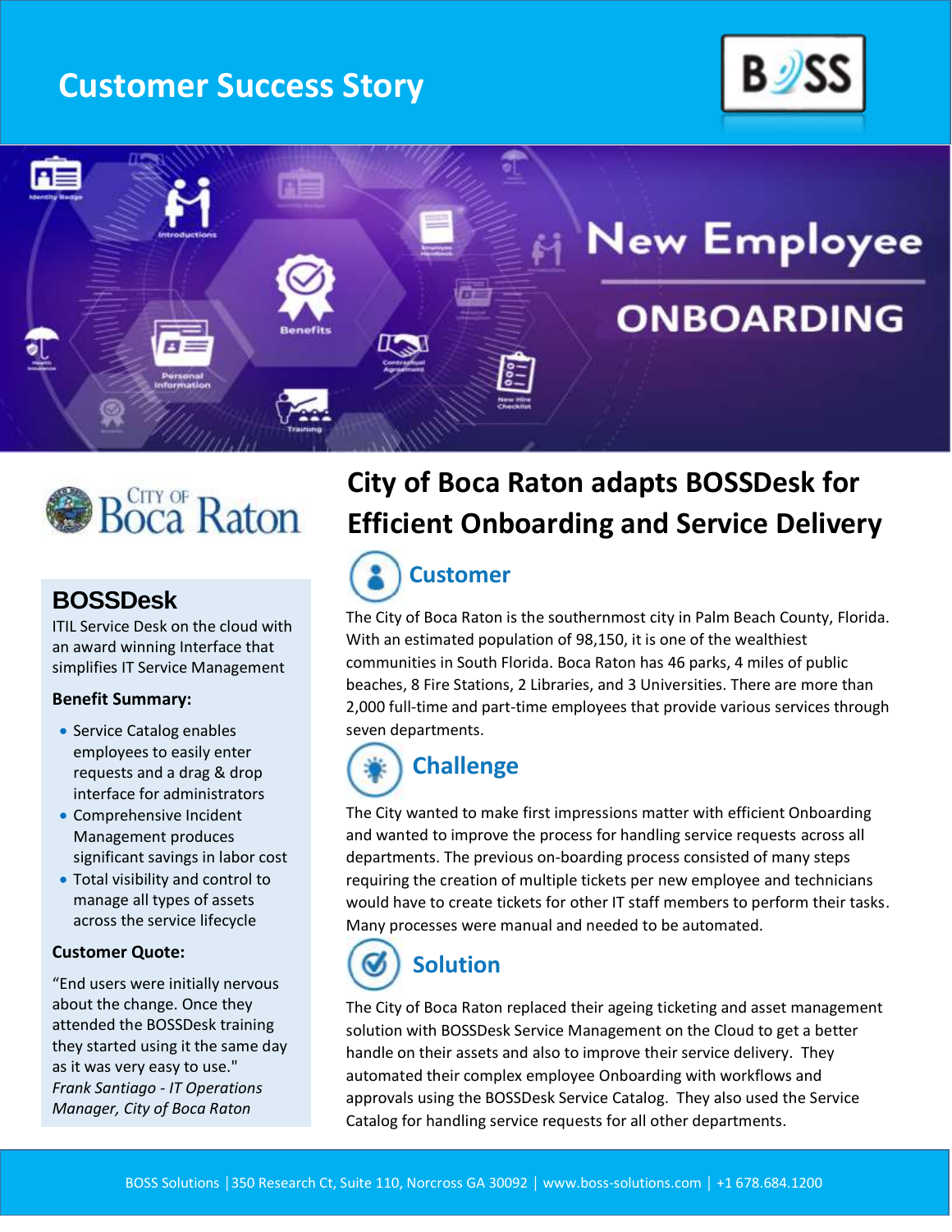# Customer Success Story

New Employee

ONBOARDING

City of Boca Raton

## City of Boca Raton adapts BOSSDesk for Efficient Onboarding and Service Delivery

### Customer

The City of Boca Raton is the southernmost city in Palm Beach County, Florida. With an estimated population of 98,150, it is one of the wealthiest communities in South Florida. Boca Raton has 46 parks, 4 miles of public beaches, 8 Fire Stations, 2 Libraries, and 3 Universities. There are more than 2,000 full-time and part-time employees that provide various services through seven departments.

### Challenge

The City wanted to make first impressions matter with efficient Onboarding and wanted to improve the process for handling service requests across all departments. The previous on-boarding process consisted of many steps requiring the creation of multiple tickets per new employee and technicians would have to create tickets for other IT staff members to perform their tasks. Many processes were manual and needed to be automated.

### Solution

The City of Boca Raton replaced their ageing ticketing and asset management solution with BOSSDesk Service Management on the Cloud to get a better handle on their assets and also to improve their service delivery. They automated their complex employee Onboarding with workflows and approvals using the BOSSDesk Service Catalog. They also used the Service Catalog for handling service requests for all other departments.

## BOSSDesk

ITIL Service Desk on the cloud with an award winning Interface that simplifies IT Service Management

**Benefit Summary:**

- Service Catalog enables employees to easily enter requests and a drag & drop interface for administrators
- Comprehensive Incident Management produces significant savings in labor cost
- Total visibility and control to manage all types of assets across the service lifecycle

**Customer Quote:**

"End users were initially nervous about the change. Once they attended the BOSSDesk training they started using it the same day as it was very easy to use."
*Frank Santiago - IT Operations Manager, City of Boca Raton*

BOSS Solutions | 350 Research Ct, Suite 110, Norcross GA 30092 | www.boss-solutions.com | +1 678.684.1200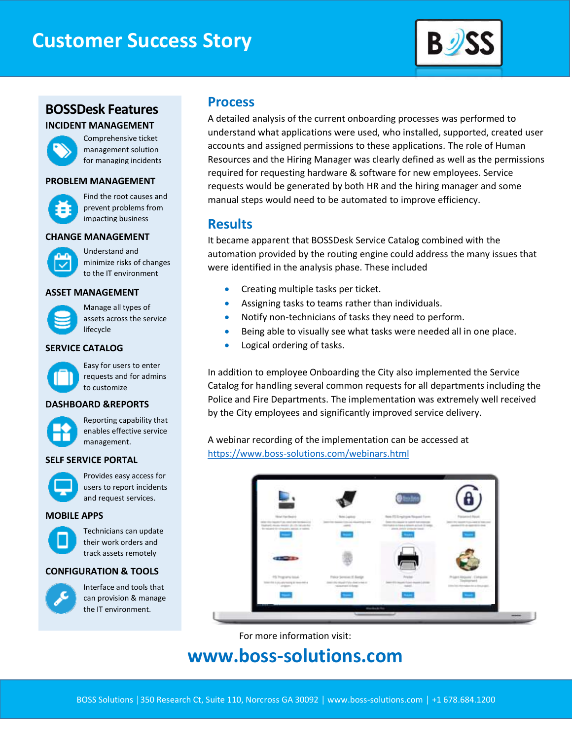# Customer Success Story

## BOSSDesk Features

### INCIDENT MANAGEMENT

Comprehensive ticket management solution for managing incidents

### PROBLEM MANAGEMENT

Find the root causes and prevent problems from impacting business

### CHANGE MANAGEMENT

Understand and minimize risks of changes to the IT environment

### ASSET MANAGEMENT

Manage all types of assets across the service lifecycle

### SERVICE CATALOG

Easy for users to enter requests and for admins to customize

### DASHBOARD &REPORTS

Reporting capability that enables effective service management.

### SELF SERVICE PORTAL

Provides easy access for users to report incidents and request services.

### MOBILE APPS

Technicians can update their work orders and track assets remotely

### CONFIGURATION & TOOLS

Interface and tools that can provision & manage the IT environment.

## Process

A detailed analysis of the current onboarding processes was performed to understand what applications were used, who installed, supported, created user accounts and assigned permissions to these applications. The role of Human Resources and the Hiring Manager was clearly defined as well as the permissions required for requesting hardware & software for new employees. Service requests would be generated by both HR and the hiring manager and some manual steps would need to be automated to improve efficiency.

## Results

It became apparent that BOSSDesk Service Catalog combined with the automation provided by the routing engine could address the many issues that were identified in the analysis phase. These included

- Creating multiple tasks per ticket.
- Assigning tasks to teams rather than individuals.
- Notify non-technicians of tasks they need to perform.
- Being able to visually see what tasks were needed all in one place.
- Logical ordering of tasks.

In addition to employee Onboarding the City also implemented the Service Catalog for handling several common requests for all departments including the Police and Fire Departments. The implementation was extremely well received by the City employees and significantly improved service delivery.

A webinar recording of the implementation can be accessed at https://www.boss-solutions.com/webinars.html

For more information visit:

**www.boss-solutions.com**

BOSS Solutions | 350 Research Ct, Suite 110, Norcross GA 30092 | www.boss-solutions.com | +1 678.684.1200